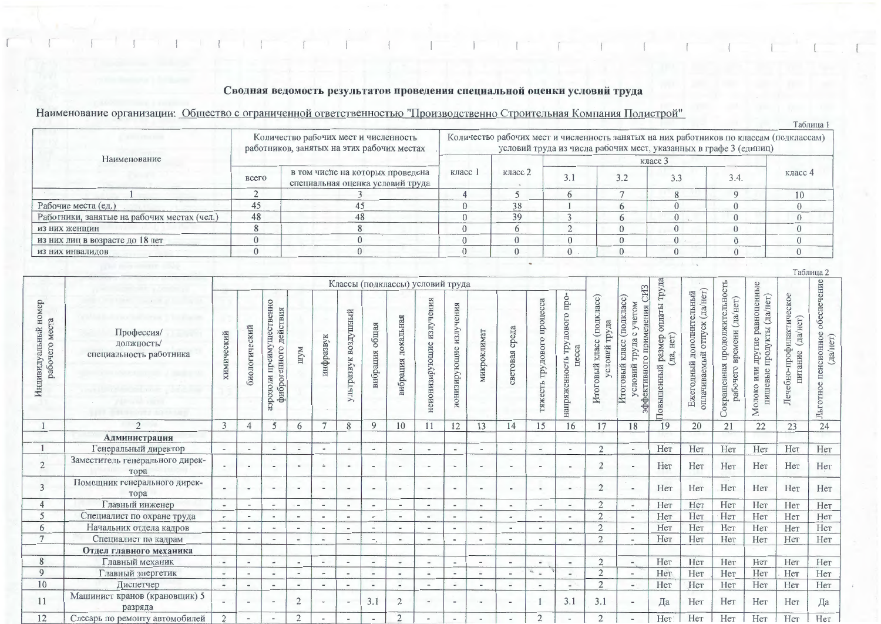## Сводная ведомость результатов проведения специальной оценки условий труда

Наименование организации: Общество с ограниченной ответственностью "Производственно Строительная Компания Полистрой"

Таблица 1

| Наименование | Количество рабочих мест и численность работников, занятых на этих рабочих местах | | Количество рабочих мест и численность занятых на них работников по классам (подклассам) условий труда из числа рабочих мест, указанных в графе 3 (единиц) | | | | | | |
|---|---|---|---|---|---|---|---|---|---|
| | всего | в том числе на которых проведена специальная оценка условий труда | класс 1 | класс 2 | класс 3 | | | | класс 4 |
| | | | | | 3.1 | 3.2 | 3.3 | 3.4. | |
| 1 | 2 | 3 | 4 | 5 | 6 | 7 | 8 | 9 | 10 |
| Рабочие места (ед.) | 45 | 45 | 0 | 38 | 1 | 6 | 0 | 0 | 0 |
| Работники, занятые на рабочих местах (чел.) | 48 | 48 | 0 | 39 | 3 | 6 | 0 | 0 | 0 |
| из них женщин | 8 | 8 | 0 | 6 | 2 | 0 | 0 | 0 | 0 |
| из них лиц в возрасте до 18 лет | 0 | 0 | 0 | 0 | 0 | 0 | 0 | 0 | 0 |
| из них инвалидов | 0 | 0 | 0 | 0 | 0 | 0 | 0 | 0 | 0 |

Таблица 2

| Индивидуальный номер рабочего места | Профессия/ должность/ специальность работника | Классы (подклассы) условий труда | | | | | | | | | | | | | | Итоговый класс (подкласс) условий труда | Итоговый класс (подкласс) условий труда с учетом эффективного применения СИЗ | Повышенный размер оплаты труда (да, нет) | Ежегодный дополнительный оплачиваемый отпуск (да/нет) | Сокращенная продолжительность рабочего времени (да/нет) | Молоко или другие равноценные пищевые продукты (да/нет) | Лечебно-профилактическое питание (да/нет) | Льготное пенсионное обеспечение (да/нет) |
|---|---|---|---|---|---|---|---|---|---|---|---|---|---|---|---|---|---|---|---|---|---|---|---|
| | | химический | биологический | аэрозоли преимущественно фиброгенного действия | шум | инфразвук | ультразвук воздушный | вибрация общая | вибрация локальная | неионизирующие излучения | ионизирующие излучения | микроклимат | световая среда | тяжесть трудового процесса | напряженность трудового процесса | | | | | | | | |
| 1 | 2 | 3 | 4 | 5 | 6 | 7 | 8 | 9 | 10 | 11 | 12 | 13 | 14 | 15 | 16 | 17 | 18 | 19 | 20 | 21 | 22 | 23 | 24 |
| | **Администрация** | | | | | | | | | | | | | | | | | | | | | | |
| 1 | Генеральный директор | - | - | - | - | - | - | - | - | - | - | - | - | - | - | 2 | - | Нет | Нет | Нет | Нет | Нет | Нет |
| 2 | Заместитель генерального директора | - | - | - | - | - | - | - | - | - | - | - | - | - | - | 2 | - | Нет | Нет | Нет | Нет | Нет | Нет |
| 3 | Помощник генерального директора | - | - | - | - | - | - | - | - | - | - | - | - | - | - | 2 | - | Нет | Нет | Нет | Нет | Нет | Нет |
| 4 | Главный инженер | - | - | - | - | - | - | - | - | - | - | - | - | - | - | 2 | - | Нет | Нет | Нет | Нет | Нет | Нет |
| 5 | Специалист по охране труда | - | - | - | - | - | - | - | - | - | - | - | - | - | - | 2 | - | Нет | Нет | Нет | Нет | Нет | Нет |
| 6 | Начальник отдела кадров | - | - | - | - | - | - | - | - | - | - | - | - | - | - | 2 | - | Нет | Нет | Нет | Нет | Нет | Нет |
| 7 | Специалист по кадрам | - | - | - | - | - | - | - | - | - | - | - | - | - | - | 2 | - | Нет | Нет | Нет | Нет | Нет | Нет |
| | **Отдел главного механика** | | | | | | | | | | | | | | | | | | | | | | |
| 8 | Главный механик | - | - | - | - | - | - | - | - | - | - | - | - | - | - | 2 | - | Нет | Нет | Нет | Нет | Нет | Нет |
| 9 | Главный энергетик | - | - | - | - | - | - | - | - | - | - | - | - | - | - | 2 | - | Нет | Нет | Нет | Нет | Нет | Нет |
| 10 | Диспетчер | - | - | - | - | - | - | - | - | - | - | - | - | - | - | 2 | - | Нет | Нет | Нет | Нет | Нет | Нет |
| 11 | Машинист кранов (крановщик) 5 разряда | - | - | - | 2 | - | - | 3.1 | 2 | - | - | - | - | 1 | 3.1 | 3.1 | - | Да | Нет | Нет | Нет | Нет | Да |
| 12 | Слесарь по ремонту автомобилей | 2 | - | - | 2 | - | - | - | 2 | - | - | - | - | 2 | - | 2 | - | Нет | Нет | Нет | Нет | Нет | Нет |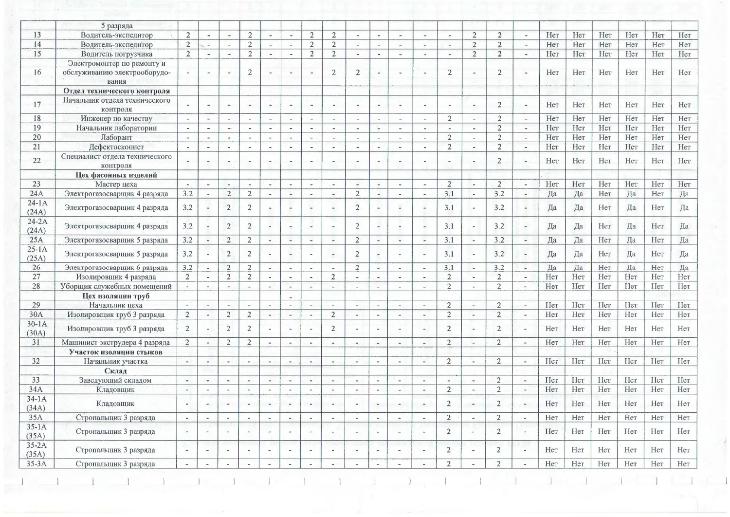| | 5 разряда | | | | | | | | | | | | | | | | | | | | | | |
|---|---|---|---|---|---|---|---|---|---|---|---|---|---|---|---|---|---|---|---|---|---|---|---|
| 13 | Водитель-экспедитор | 2 | - | - | 2 | - | - | 2 | 2 | - | - | - | - | - | 2 | 2 | - | Нет | Нет | Нет | Нет | Нет | Нет |
| 14 | Водитель-экспедитор | 2 | - | - | 2 | - | - | 2 | 2 | - | - | - | - | - | 2 | 2 | - | Нет | Нет | Нет | Нет | Нет | Нет |
| 15 | Водитель погрузчика | 2 | - | - | 2 | - | - | 2 | 2 | - | - | - | - | - | 2 | 2 | - | Нет | Нет | Нет | Нет | Нет | Нет |
| 16 | Электромонтер по ремонту и обслуживанию электрооборудования | - | - | - | 2 | - | - | - | 2 | 2 | - | - | - | 2 | - | 2 | - | Нет | Нет | Нет | Нет | Нет | Нет |
| | **Отдел технического контроля** | | | | | | | | | | | | | | | | | | | | | | |
| 17 | Начальник отдела технического контроля | - | - | - | - | - | - | - | - | - | - | - | - | - | - | 2 | - | Нет | Нет | Нет | Нет | Нет | Нет |
| 18 | Инженер по качеству | - | - | - | - | - | - | - | - | - | - | - | - | 2 | - | 2 | - | Нет | Нет | Нет | Нет | Нет | Нет |
| 19 | Начальник лаборатории | - | - | - | - | - | - | - | - | - | - | - | - | - | - | 2 | - | Нет | Нет | Нет | Нет | Нет | Нет |
| 20 | Лаборант | - | - | - | - | - | - | - | - | - | - | - | - | 2 | - | 2 | - | Нет | Нет | Нет | Нет | Нет | Нет |
| 21 | Дефектоскопист | - | - | - | - | - | - | - | - | - | - | - | - | 2 | - | 2 | - | Нет | Нет | Нет | Нет | Нет | Нет |
| 22 | Специалист отдела технического контроля | - | - | - | - | - | - | - | - | - | - | - | - | - | - | 2 | - | Нет | Нет | Нет | Нет | Нет | Нет |
| | **Цех фасонных изделий** | | | | | | | | | | | | | | | | | | | | | | |
| 23 | Мастер цеха | - | - | - | - | - | - | - | - | - | - | - | - | 2 | - | 2 | - | Нет | Нет | Нет | Нет | Нет | Нет |
| 24А | Электрогазосварщик 4 разряда | 3.2 | - | 2 | 2 | - | - | - | - | 2 | - | - | - | 3.1 | - | 3.2 | - | Да | Да | Нет | Да | Нет | Да |
| 24-1А (24А) | Электрогазосварщик 4 разряда | 3.2 | - | 2 | 2 | - | - | - | - | 2 | - | - | - | 3.1 | - | 3.2 | - | Да | Да | Нет | Да | Нет | Да |
| 24-2А (24А) | Электрогазосварщик 4 разряда | 3.2 | - | 2 | 2 | - | - | - | - | 2 | - | - | - | 3.1 | - | 3.2 | - | Да | Да | Нет | Да | Нет | Да |
| 25А | Электрогазосварщик 5 разряда | 3.2 | - | 2 | 2 | - | - | - | - | 2 | - | - | - | 3.1 | - | 3.2 | - | Да | Да | Нет | Да | Нет | Да |
| 25-1А (25А) | Электрогазосварщик 5 разряда | 3.2 | - | 2 | 2 | - | - | - | - | 2 | - | - | - | 3.1 | - | 3.2 | - | Да | Да | Нет | Да | Нет | Да |
| 26 | Электрогазосварщик 6 разряда | 3.2 | - | 2 | 2 | - | - | - | - | 2 | - | - | - | 3.1 | - | 3.2 | - | Да | Да | Нет | Да | Нет | Да |
| 27 | Изолировщик 4 разряда | 2 | - | 2 | 2 | - | - | - | 2 | - | - | - | - | 2 | - | 2 | - | Нет | Нет | Нет | Нет | Нет | Нет |
| 28 | Уборщик служебных помещений | - | - | - | - | - | - | - | - | - | - | - | - | 2 | - | 2 | - | Нет | Нет | Нет | Нет | Нет | Нет |
| | **Цех изоляции труб** | | | | | | | | | | | | | | | | | | | | | | |
| 29 | Начальник цеха | - | - | - | - | - | - | - | - | - | - | - | - | 2 | - | 2 | - | Нет | Нет | Нет | Нет | Нет | Нет |
| 30А | Изолировщик труб 3 разряда | 2 | - | 2 | 2 | - | - | - | 2 | - | - | - | - | 2 | - | 2 | - | Нет | Нет | Нет | Нет | Нет | Нет |
| 30-1А (30А) | Изолировщик труб 3 разряда | 2 | - | 2 | 2 | - | - | - | 2 | - | - | - | - | 2 | - | 2 | - | Нет | Нет | Нет | Нет | Нет | Нет |
| 31 | Машинист экструдера 4 разряда | 2 | - | 2 | 2 | - | - | - | - | - | - | - | - | 2 | - | 2 | - | Нет | Нет | Нет | Нет | Нет | Нет |
| | **Участок изоляции стыков** | | | | | | | | | | | | | | | | | | | | | | |
| 32 | Начальник участка | - | - | - | - | - | - | - | - | - | - | - | - | 2 | - | 2 | - | Нет | Нет | Нет | Нет | Нет | Нет |
| | **Склад** | | | | | | | | | | | | | | | | | | | | | | |
| 33 | Заведующий складом | - | - | - | - | - | - | - | - | - | - | - | - | - | - | 2 | - | Нет | Нет | Нет | Нет | Нет | Нет |
| 34А | Кладовщик | - | - | - | - | - | - | - | - | - | - | - | - | 2 | - | 2 | - | Нет | Нет | Нет | Нет | Нет | Нет |
| 34-1А (34А) | Кладовщик | - | - | - | - | - | - | - | - | - | - | - | - | 2 | - | 2 | - | Нет | Нет | Нет | Нет | Нет | Нет |
| 35А | Стропальщик 3 разряда | - | - | - | - | - | - | - | - | - | - | - | - | 2 | - | 2 | - | Нет | Нет | Нет | Нет | Нет | Нет |
| 35-1А (35А) | Стропальщик 3 разряда | - | - | - | - | - | - | - | - | - | - | - | - | 2 | - | 2 | - | Нет | Нет | Нет | Нет | Нет | Нет |
| 35-2А (35А) | Стропальщик 3 разряда | - | - | - | - | - | - | - | - | - | - | - | - | 2 | - | 2 | - | Нет | Нет | Нет | Нет | Нет | Нет |
| 35-3А | Стропальщик 3 разряда | - | - | - | - | - | - | - | - | - | - | - | - | 2 | - | 2 | - | Нет | Нет | Нет | Нет | Нет | Нет |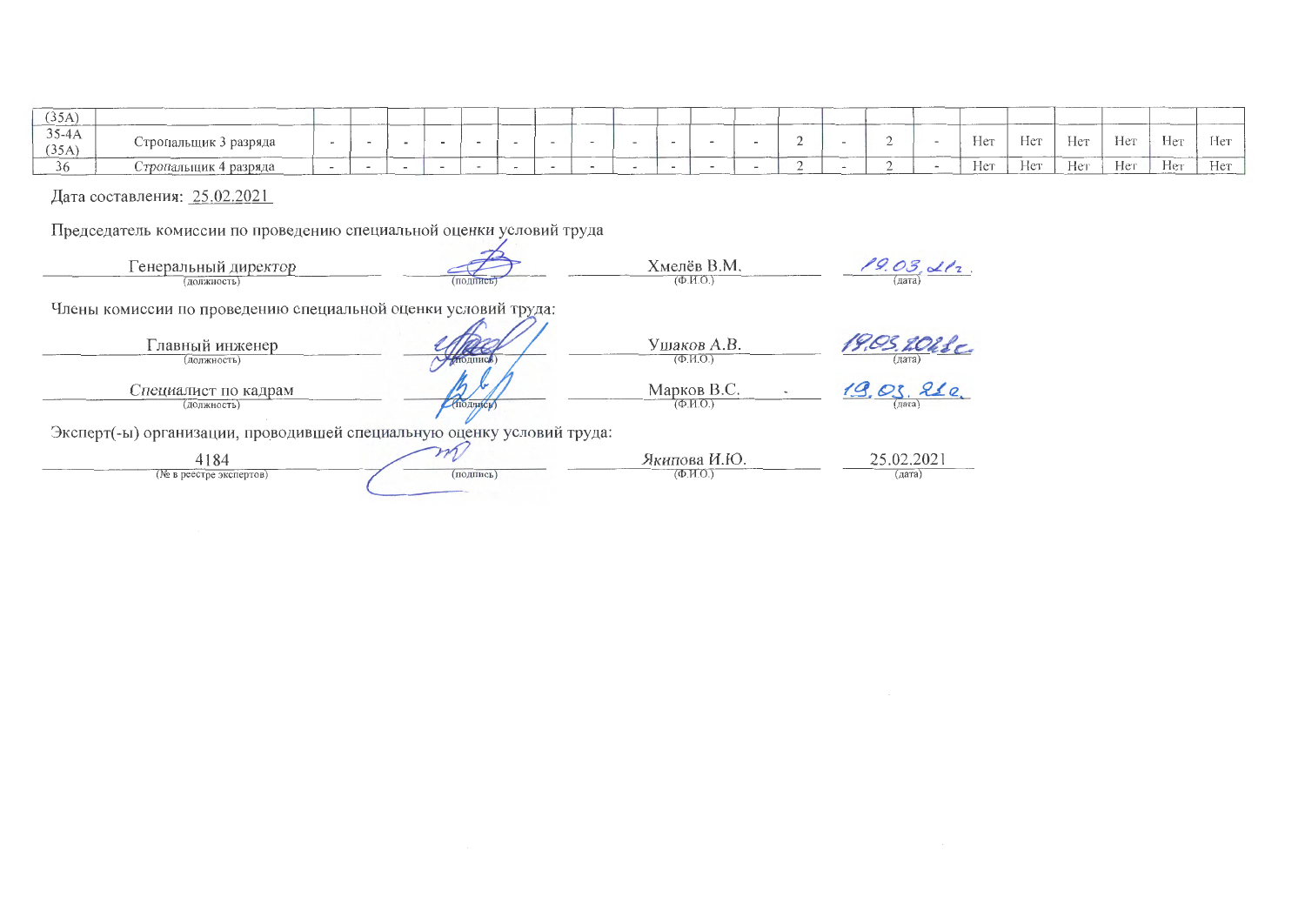| | | | | | | | | | | | | | | | | | | | | | | | |
|---|---|---|---|---|---|---|---|---|---|---|---|---|---|---|---|---|---|---|---|---|---|---|---|
| (35А) | | | | | | | | | | | | | | | | | | | | | | | |
| 35-4А (35А) | Стропальщик 3 разряда | - | - | - | - | - | - | - | - | - | - | - | - | 2 | - | 2 | - | Нет | Нет | Нет | Нет | Нет | Нет |
| 36 | Стропальщик 4 разряда | - | - | - | - | - | - | - | - | - | - | - | - | 2 | - | 2 | - | Нет | Нет | Нет | Нет | Нет | Нет |

Дата составления: 25.02.2021

Председатель комиссии по проведению специальной оценки условий труда

| | | | |
|---|---|---|---|
| Генеральный директор | | Хмелёв В.М. | 19.03.21г. |
| (должность) | (подпись) | (Ф.И.О.) | (дата) |

Члены комиссии по проведению специальной оценки условий труда:

| | | | |
|---|---|---|---|
| Главный инженер | | Ушаков А.В. | 19.03.2021г. |
| (должность) | (подпись) | (Ф.И.О.) | (дата) |
| Специалист по кадрам | | Марков В.С. | 19.03.21г. |
| (должность) | (подпись) | (Ф.И.О.) | (дата) |

Эксперт(-ы) организации, проводившей специальную оценку условий труда:

| | | | |
|---|---|---|---|
| 4184 | | Якипова И.Ю. | 25.02.2021 |
| (№ в реестре экспертов) | (подпись) | (Ф.И.О.) | (дата) |